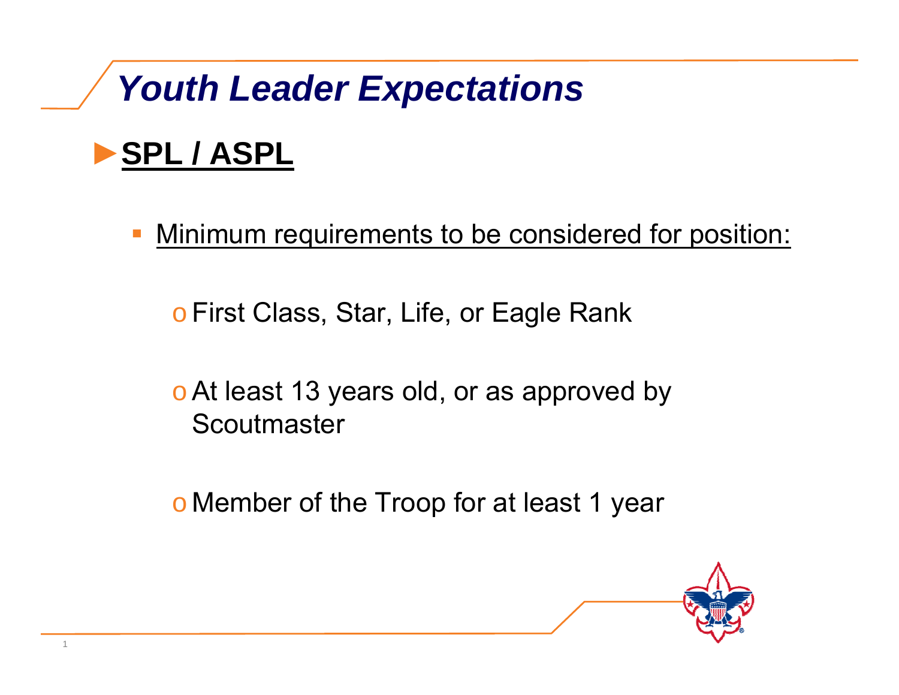# *Youth Leader Expectations*

## **SPL / ASPL**

- Minimum requirements to be considered for position:
  - First Class, Star, Life, or Eagle Rank
  - At least 13 years old, or as approved by Scoutmaster
  - Member of the Troop for at least 1 year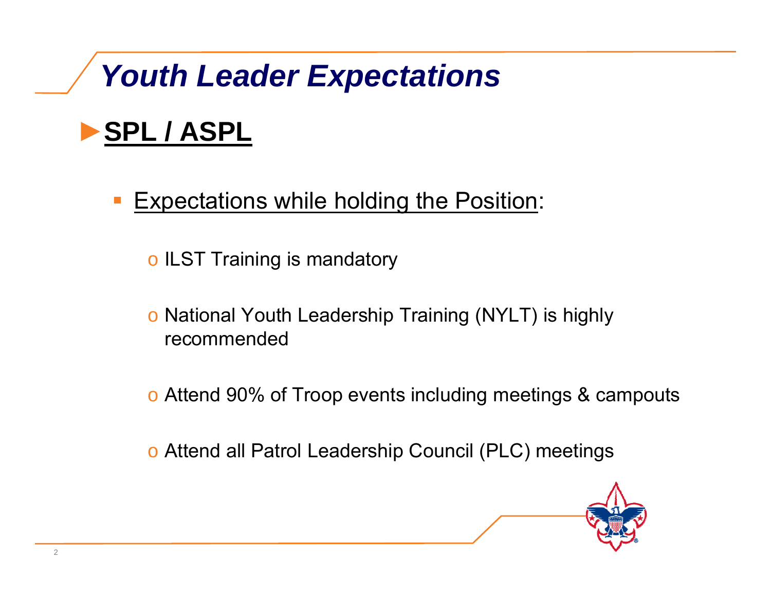# *Youth Leader Expectations*

## ► **SPL / ASPL**

- Expectations while holding the Position:
  - ILST Training is mandatory
  - National Youth Leadership Training (NYLT) is highly recommended
  - Attend 90% of Troop events including meetings & campouts
  - Attend all Patrol Leadership Council (PLC) meetings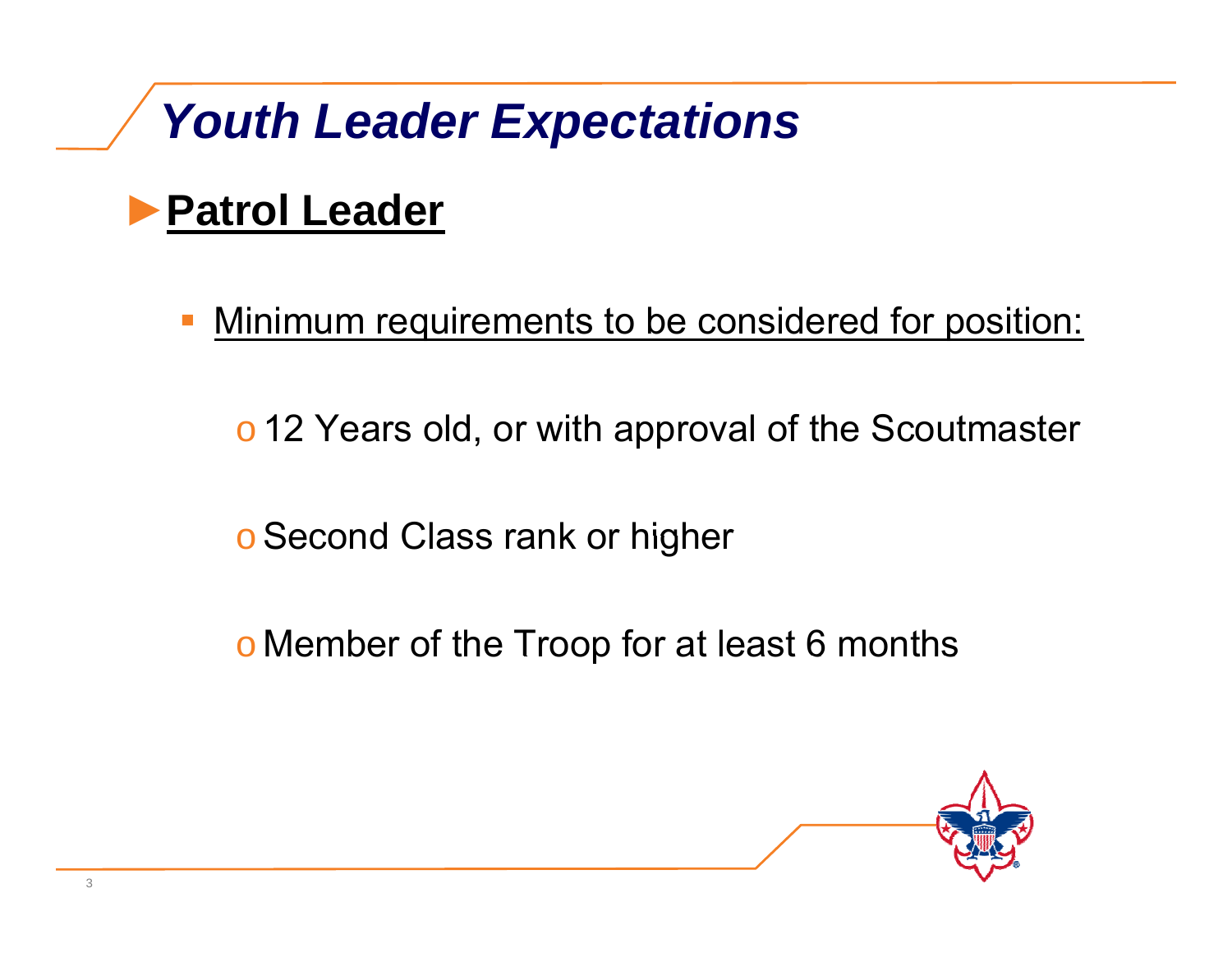# *Youth Leader Expectations*

## **Patrol Leader**

- Minimum requirements to be considered for position:
  - 12 Years old, or with approval of the Scoutmaster
  - Second Class rank or higher
  - Member of the Troop for at least 6 months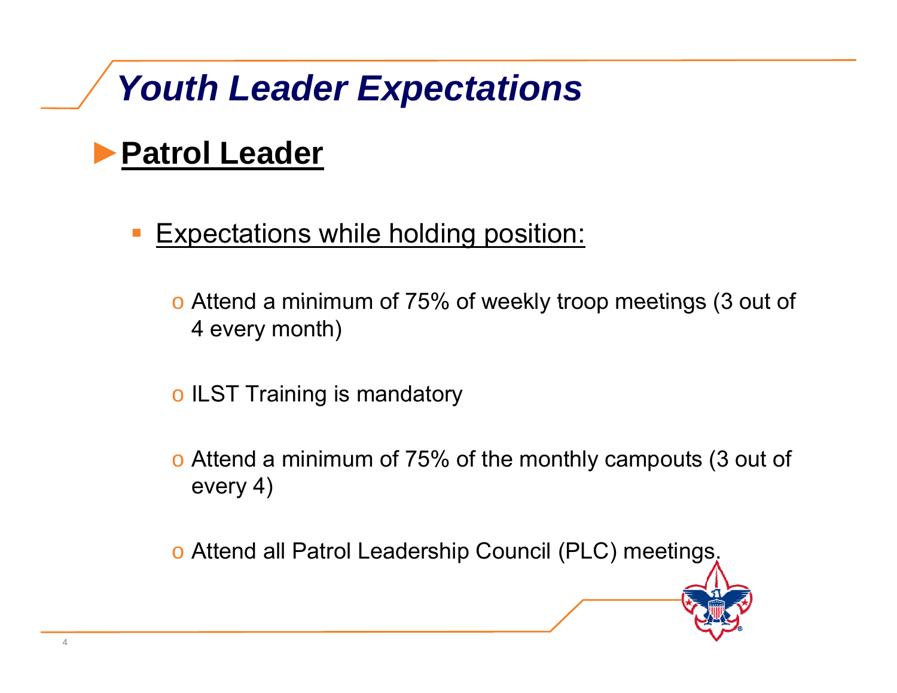# *Youth Leader Expectations*

## **Patrol Leader**

- Expectations while holding position:
  - Attend a minimum of 75% of weekly troop meetings (3 out of 4 every month)
  - ILST Training is mandatory
  - Attend a minimum of 75% of the monthly campouts (3 out of every 4)
  - Attend all Patrol Leadership Council (PLC) meetings.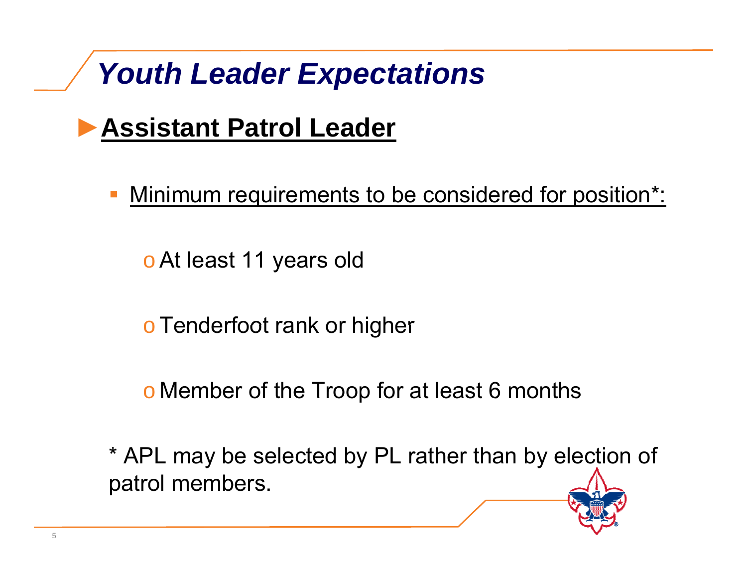# Youth Leader Expectations

## Assistant Patrol Leader

- Minimum requirements to be considered for position*:
  - At least 11 years old
  - Tenderfoot rank or higher
  - Member of the Troop for at least 6 months

* APL may be selected by PL rather than by election of patrol members.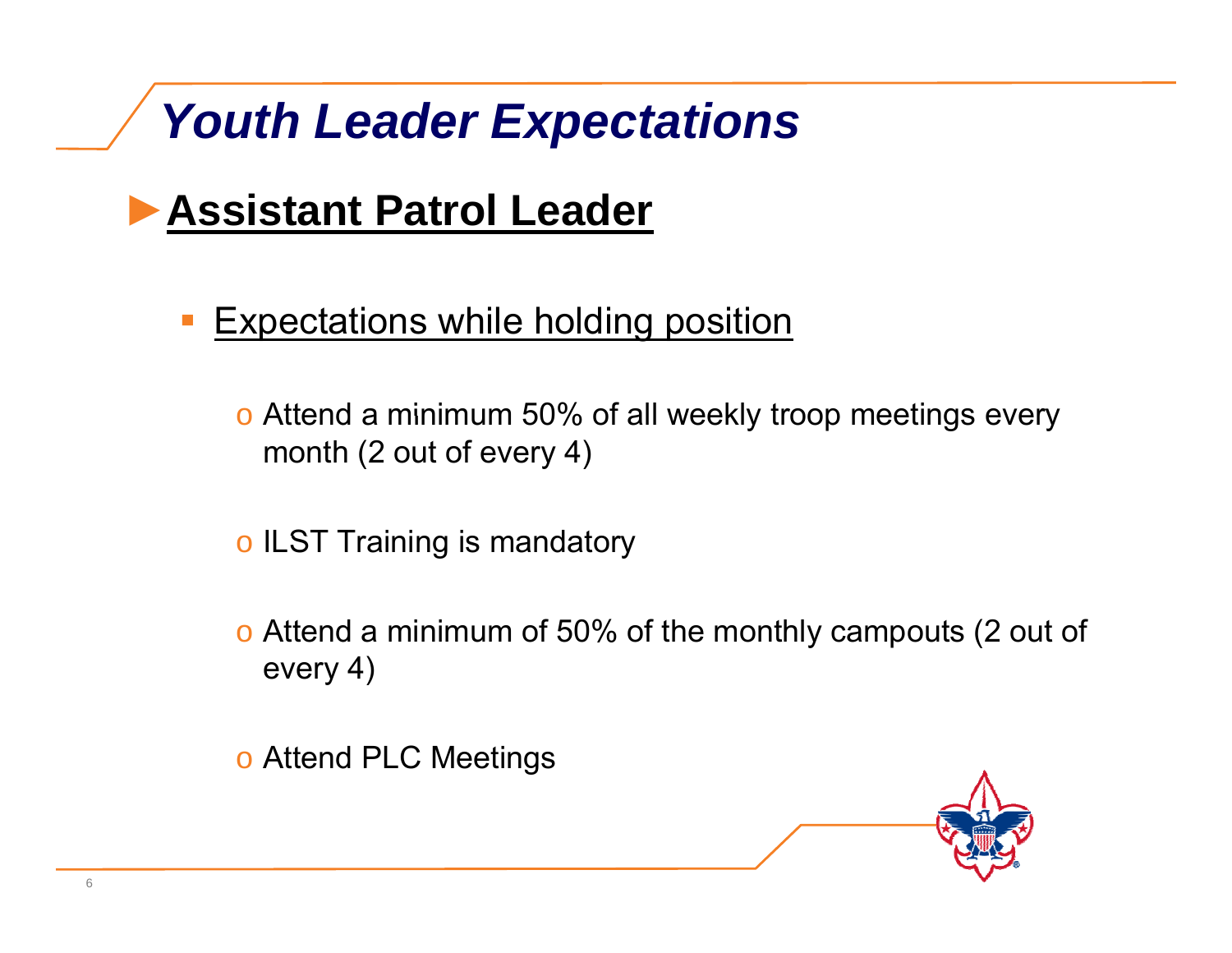# Youth Leader Expectations

## Assistant Patrol Leader

- Expectations while holding position
  - Attend a minimum 50% of all weekly troop meetings every month (2 out of every 4)
  - ILST Training is mandatory
  - Attend a minimum of 50% of the monthly campouts (2 out of every 4)
  - Attend PLC Meetings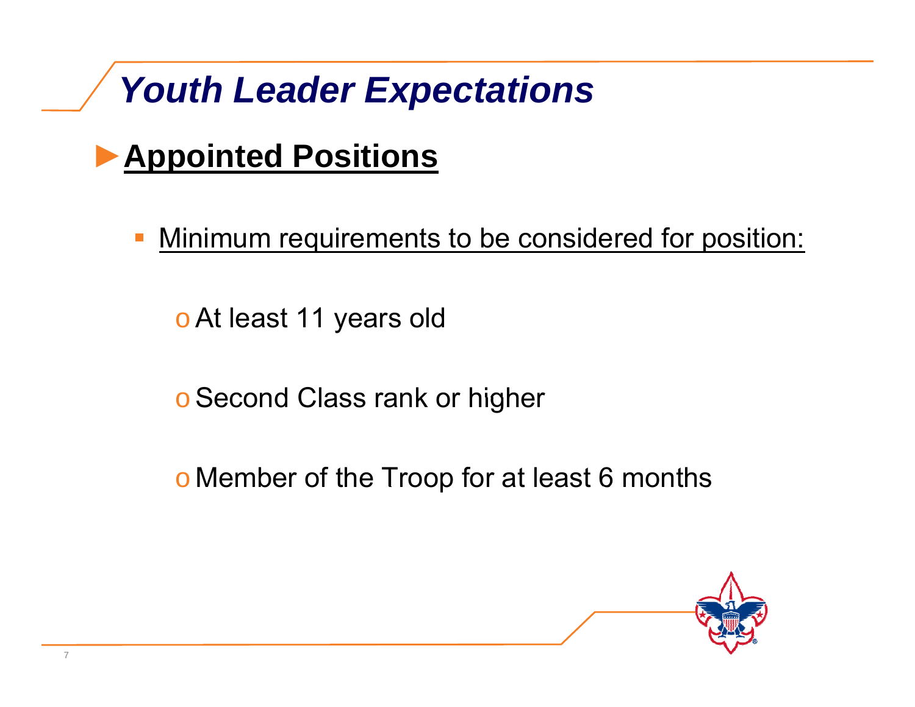# *Youth Leader Expectations*

## **Appointed Positions**

- Minimum requirements to be considered for position:
  - At least 11 years old
  - Second Class rank or higher
  - Member of the Troop for at least 6 months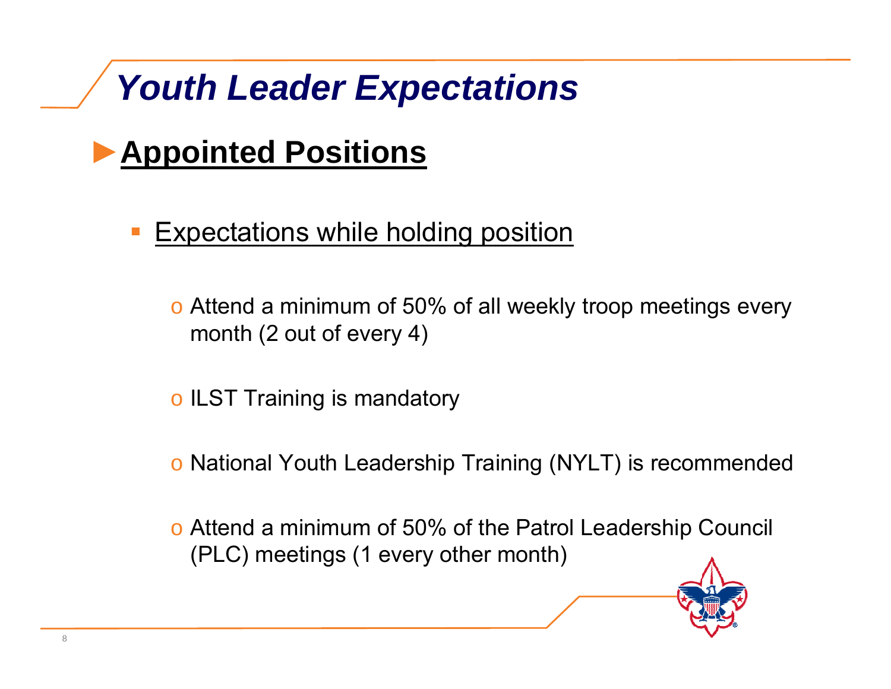# Youth Leader Expectations

## ►Appointed Positions

- Expectations while holding position
  - Attend a minimum of 50% of all weekly troop meetings every month (2 out of every 4)
  - ILST Training is mandatory
  - National Youth Leadership Training (NYLT) is recommended
  - Attend a minimum of 50% of the Patrol Leadership Council (PLC) meetings (1 every other month)